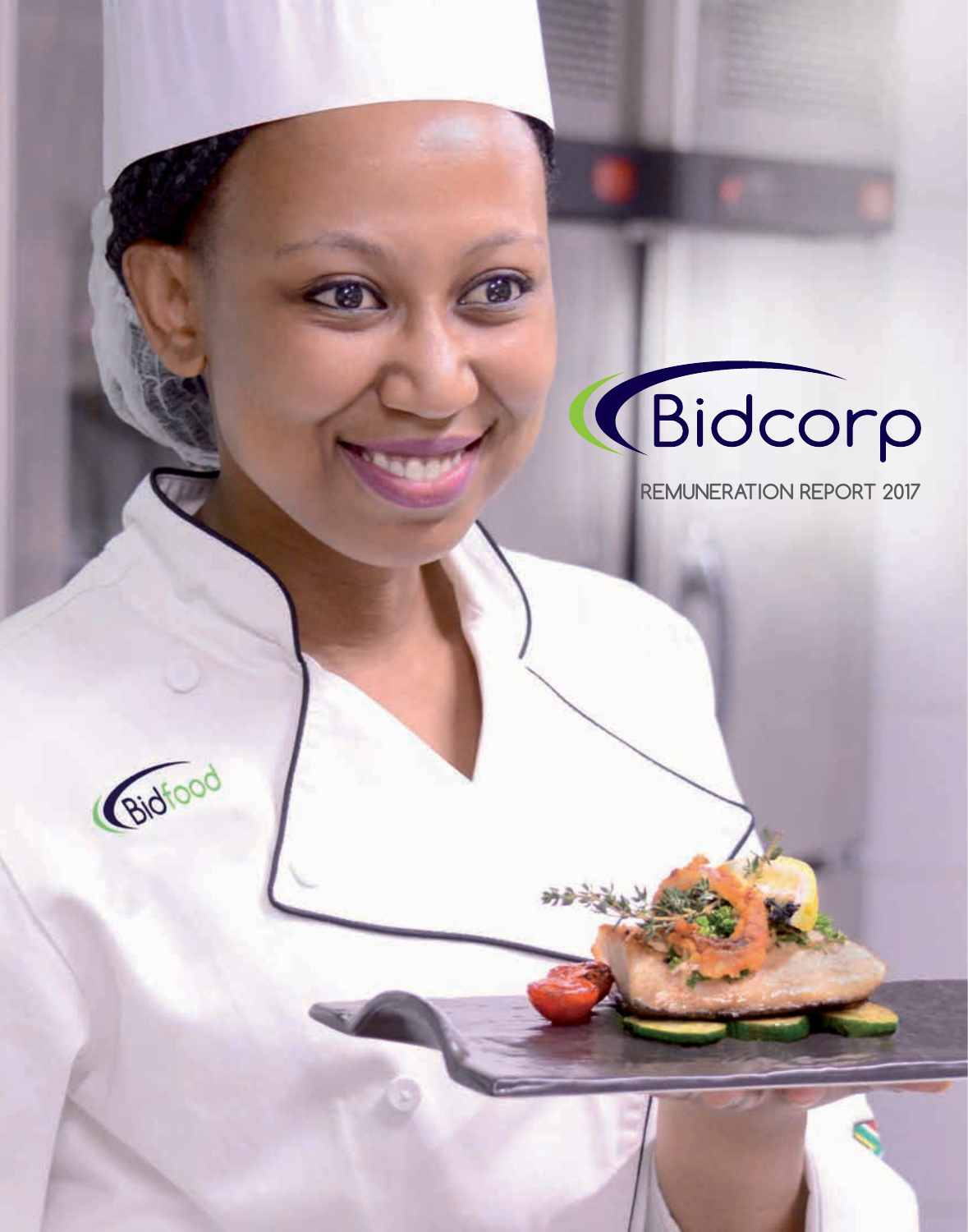# Bidcorp

## REMUNERATION REPORT 2017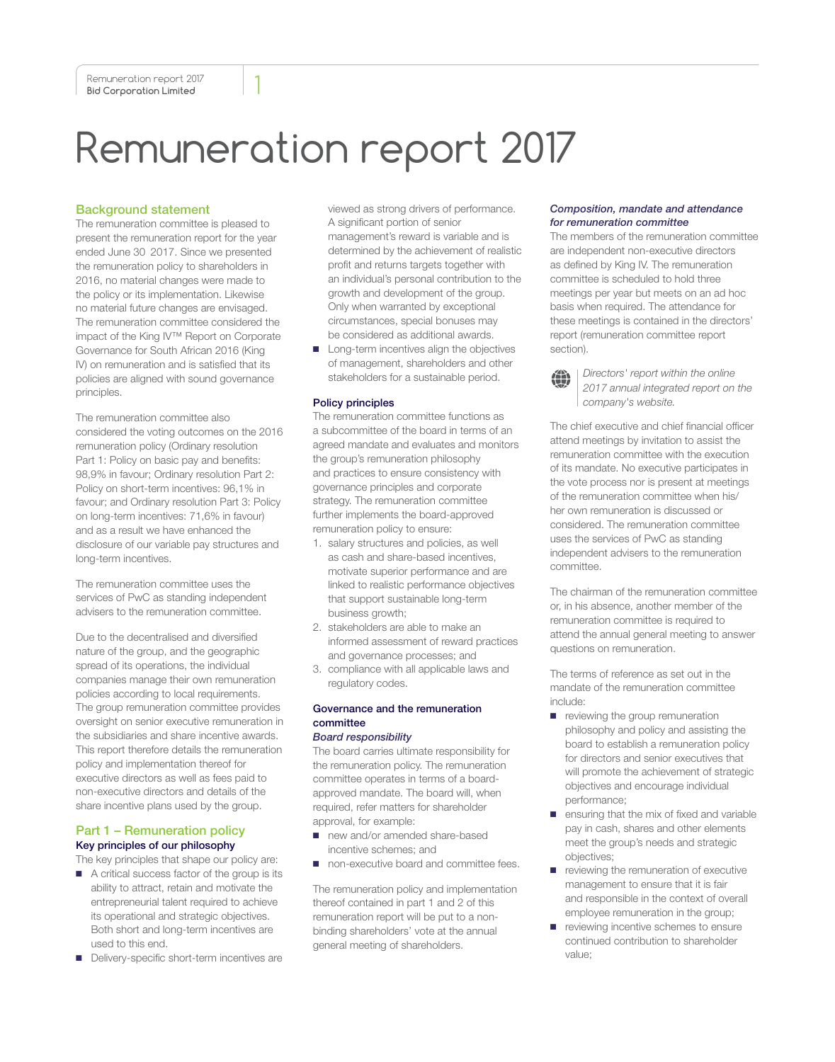# Remuneration report 2017

## Background statement

The remuneration committee is pleased to present the remuneration report for the year ended June 30 2017. Since we presented the remuneration policy to shareholders in 2016, no material changes were made to the policy or its implementation. Likewise no material future changes are envisaged. The remuneration committee considered the impact of the King IV™ Report on Corporate Governance for South African 2016 (King IV) on remuneration and is satisfied that its policies are aligned with sound governance principles.

The remuneration committee also considered the voting outcomes on the 2016 remuneration policy (Ordinary resolution Part 1: Policy on basic pay and benefits: 98,9% in favour; Ordinary resolution Part 2: Policy on short-term incentives: 96,1% in favour; and Ordinary resolution Part 3: Policy on long-term incentives: 71,6% in favour) and as a result we have enhanced the disclosure of our variable pay structures and long-term incentives.

The remuneration committee uses the services of PwC as standing independent advisers to the remuneration committee.

Due to the decentralised and diversified nature of the group, and the geographic spread of its operations, the individual companies manage their own remuneration policies according to local requirements. The group remuneration committee provides oversight on senior executive remuneration in the subsidiaries and share incentive awards. This report therefore details the remuneration policy and implementation thereof for executive directors as well as fees paid to non-executive directors and details of the share incentive plans used by the group.

## Part 1 – Remuneration policy

### Key principles of our philosophy

The key principles that shape our policy are:

- A critical success factor of the group is its ability to attract, retain and motivate the entrepreneurial talent required to achieve its operational and strategic objectives. Both short and long-term incentives are used to this end.
- Delivery-specific short-term incentives are viewed as strong drivers of performance. A significant portion of senior management's reward is variable and is determined by the achievement of realistic profit and returns targets together with an individual's personal contribution to the growth and development of the group. Only when warranted by exceptional circumstances, special bonuses may be considered as additional awards.
- Long-term incentives align the objectives of management, shareholders and other stakeholders for a sustainable period.

### Policy principles

The remuneration committee functions as a subcommittee of the board in terms of an agreed mandate and evaluates and monitors the group's remuneration philosophy and practices to ensure consistency with governance principles and corporate strategy. The remuneration committee further implements the board-approved remuneration policy to ensure:

1. salary structures and policies, as well as cash and share-based incentives, motivate superior performance and are linked to realistic performance objectives that support sustainable long-term business growth;
2. stakeholders are able to make an informed assessment of reward practices and governance processes; and
3. compliance with all applicable laws and regulatory codes.

### Governance and the remuneration committee

*Board responsibility*

The board carries ultimate responsibility for the remuneration policy. The remuneration committee operates in terms of a board-approved mandate. The board will, when required, refer matters for shareholder approval, for example:

- new and/or amended share-based incentive schemes; and
- non-executive board and committee fees.

The remuneration policy and implementation thereof contained in part 1 and 2 of this remuneration report will be put to a non-binding shareholders' vote at the annual general meeting of shareholders.

*Composition, mandate and attendance for remuneration committee*

The members of the remuneration committee are independent non-executive directors as defined by King IV. The remuneration committee is scheduled to hold three meetings per year but meets on an ad hoc basis when required. The attendance for these meetings is contained in the directors' report (remuneration committee report section).

*Directors' report within the online 2017 annual integrated report on the company's website.*

The chief executive and chief financial officer attend meetings by invitation to assist the remuneration committee with the execution of its mandate. No executive participates in the vote process nor is present at meetings of the remuneration committee when his/her own remuneration is discussed or considered. The remuneration committee uses the services of PwC as standing independent advisers to the remuneration committee.

The chairman of the remuneration committee or, in his absence, another member of the remuneration committee is required to attend the annual general meeting to answer questions on remuneration.

The terms of reference as set out in the mandate of the remuneration committee include:

- reviewing the group remuneration philosophy and policy and assisting the board to establish a remuneration policy for directors and senior executives that will promote the achievement of strategic objectives and encourage individual performance;
- ensuring that the mix of fixed and variable pay in cash, shares and other elements meet the group's needs and strategic objectives;
- reviewing the remuneration of executive management to ensure that it is fair and responsible in the context of overall employee remuneration in the group;
- reviewing incentive schemes to ensure continued contribution to shareholder value;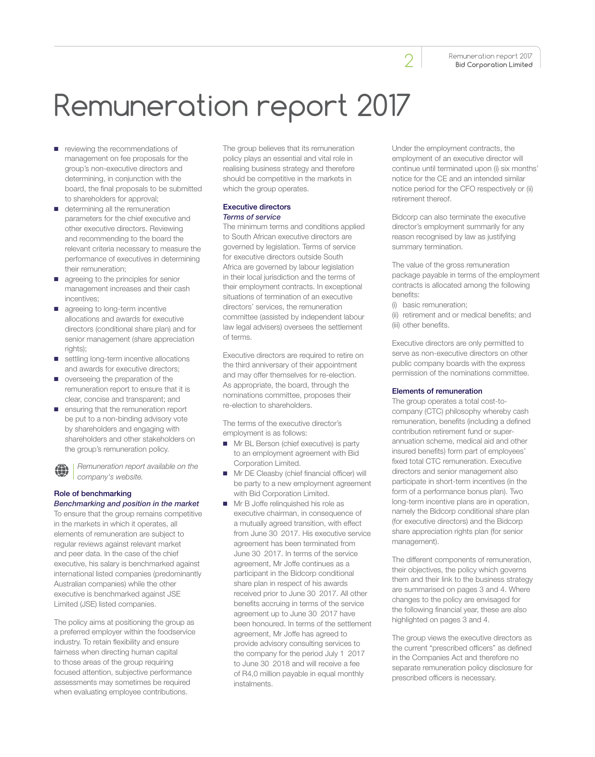# Remuneration report 2017

- reviewing the recommendations of management on fee proposals for the group's non-executive directors and determining, in conjunction with the board, the final proposals to be submitted to shareholders for approval;
- determining all the remuneration parameters for the chief executive and other executive directors. Reviewing and recommending to the board the relevant criteria necessary to measure the performance of executives in determining their remuneration;
- agreeing to the principles for senior management increases and their cash incentives;
- agreeing to long-term incentive allocations and awards for executive directors (conditional share plan) and for senior management (share appreciation rights);
- settling long-term incentive allocations and awards for executive directors;
- overseeing the preparation of the remuneration report to ensure that it is clear, concise and transparent; and
- ensuring that the remuneration report be put to a non-binding advisory vote by shareholders and engaging with shareholders and other stakeholders on the group's remuneration policy.

*Remuneration report available on the company's website.*

### Role of benchmarking

***Benchmarking and position in the market***

To ensure that the group remains competitive in the markets in which it operates, all elements of remuneration are subject to regular reviews against relevant market and peer data. In the case of the chief executive, his salary is benchmarked against international listed companies (predominantly Australian companies) while the other executive is benchmarked against JSE Limited (JSE) listed companies.

The policy aims at positioning the group as a preferred employer within the foodservice industry. To retain flexibility and ensure fairness when directing human capital to those areas of the group requiring focused attention, subjective performance assessments may sometimes be required when evaluating employee contributions.

The group believes that its remuneration policy plays an essential and vital role in realising business strategy and therefore should be competitive in the markets in which the group operates.

### Executive directors

***Terms of service***

The minimum terms and conditions applied to South African executive directors are governed by legislation. Terms of service for executive directors outside South Africa are governed by labour legislation in their local jurisdiction and the terms of their employment contracts. In exceptional situations of termination of an executive directors' services, the remuneration committee (assisted by independent labour law legal advisers) oversees the settlement of terms.

Executive directors are required to retire on the third anniversary of their appointment and may offer themselves for re-election. As appropriate, the board, through the nominations committee, proposes their re-election to shareholders.

The terms of the executive director's employment is as follows:

- Mr BL Berson (chief executive) is party to an employment agreement with Bid Corporation Limited.
- Mr DE Cleasby (chief financial officer) will be party to a new employment agreement with Bid Corporation Limited.
- Mr B Joffe relinquished his role as executive chairman, in consequence of a mutually agreed transition, with effect from June 30 2017. His executive service agreement has been terminated from June 30 2017. In terms of the service agreement, Mr Joffe continues as a participant in the Bidcorp conditional share plan in respect of his awards received prior to June 30 2017. All other benefits accruing in terms of the service agreement up to June 30 2017 have been honoured. In terms of the settlement agreement, Mr Joffe has agreed to provide advisory consulting services to the company for the period July 1 2017 to June 30 2018 and will receive a fee of R4,0 million payable in equal monthly instalments.

Under the employment contracts, the employment of an executive director will continue until terminated upon (i) six months' notice for the CE and an intended similar notice period for the CFO respectively or (ii) retirement thereof.

Bidcorp can also terminate the executive director's employment summarily for any reason recognised by law as justifying summary termination.

The value of the gross remuneration package payable in terms of the employment contracts is allocated among the following benefits:

(i) basic remuneration;
(ii) retirement and or medical benefits; and
(iii) other benefits.

Executive directors are only permitted to serve as non-executive directors on other public company boards with the express permission of the nominations committee.

### Elements of remuneration

The group operates a total cost-to-company (CTC) philosophy whereby cash remuneration, benefits (including a defined contribution retirement fund or super-annuation scheme, medical aid and other insured benefits) form part of employees' fixed total CTC remuneration. Executive directors and senior management also participate in short-term incentives (in the form of a performance bonus plan). Two long-term incentive plans are in operation, namely the Bidcorp conditional share plan (for executive directors) and the Bidcorp share appreciation rights plan (for senior management).

The different components of remuneration, their objectives, the policy which governs them and their link to the business strategy are summarised on pages 3 and 4. Where changes to the policy are envisaged for the following financial year, these are also highlighted on pages 3 and 4.

The group views the executive directors as the current "prescribed officers" as defined in the Companies Act and therefore no separate remuneration policy disclosure for prescribed officers is necessary.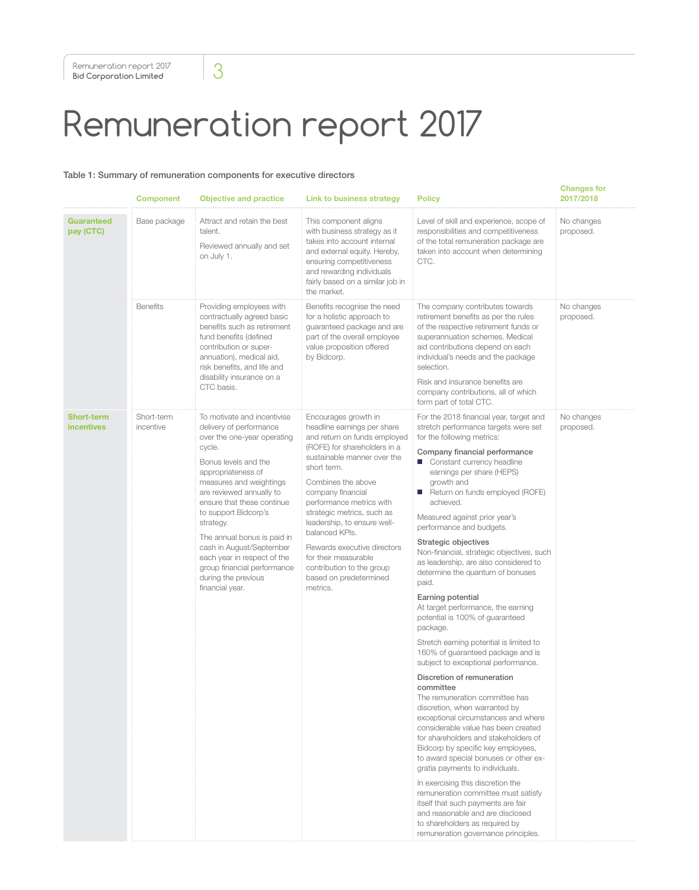# Remuneration report 2017

**Table 1: Summary of remuneration components for executive directors**

| | Component | Objective and practice | Link to business strategy | Policy | Changes for 2017/2018 |
|---|---|---|---|---|---|
| **Guaranteed pay (CTC)** | Base package | Attract and retain the best talent. Reviewed annually and set on July 1. | This component aligns with business strategy as it takes into account internal and external equity. Hereby, ensuring competitiveness and rewarding individuals fairly based on a similar job in the market. | Level of skill and experience, scope of responsibilities and competitiveness of the total remuneration package are taken into account when determining CTC. | No changes proposed. |
| | Benefits | Providing employees with contractually agreed basic benefits such as retirement fund benefits (defined contribution or super-annuation), medical aid, risk benefits, and life and disability insurance on a CTC basis. | Benefits recognise the need for a holistic approach to guaranteed package and are part of the overall employee value proposition offered by Bidcorp. | The company contributes towards retirement benefits as per the rules of the respective retirement funds or superannuation schemes. Medical aid contributions depend on each individual's needs and the package selection. Risk and insurance benefits are company contributions, all of which form part of total CTC. | No changes proposed. |
| **Short-term incentives** | Short-term incentive | To motivate and incentivise delivery of performance over the one-year operating cycle. Bonus levels and the appropriateness of measures and weightings are reviewed annually to ensure that these continue to support Bidcorp's strategy. The annual bonus is paid in cash in August/September each year in respect of the group financial performance during the previous financial year. | Encourages growth in headline earnings per share and return on funds employed (ROFE) for shareholders in a sustainable manner over the short term. Combines the above company financial performance metrics with strategic metrics, such as leadership, to ensure well-balanced KPIs. Rewards executive directors for their measurable contribution to the group based on predetermined metrics. | For the 2018 financial year, target and stretch performance targets were set for the following metrics: **Company financial performance** ■ Constant currency headline earnings per share (HEPS) growth and ■ Return on funds employed (ROFE) achieved. Measured against prior year's performance and budgets. **Strategic objectives** Non-financial, strategic objectives, such as leadership, are also considered to determine the quantum of bonuses paid. **Earning potential** At target performance, the earning potential is 100% of guaranteed package. Stretch earning potential is limited to 160% of guaranteed package and is subject to exceptional performance. **Discretion of remuneration committee** The remuneration committee has discretion, when warranted by exceptional circumstances and where considerable value has been created for shareholders and stakeholders of Bidcorp by specific key employees, to award special bonuses or other ex-gratia payments to individuals. In exercising this discretion the remuneration committee must satisfy itself that such payments are fair and reasonable and are disclosed to shareholders as required by remuneration governance principles. | No changes proposed. |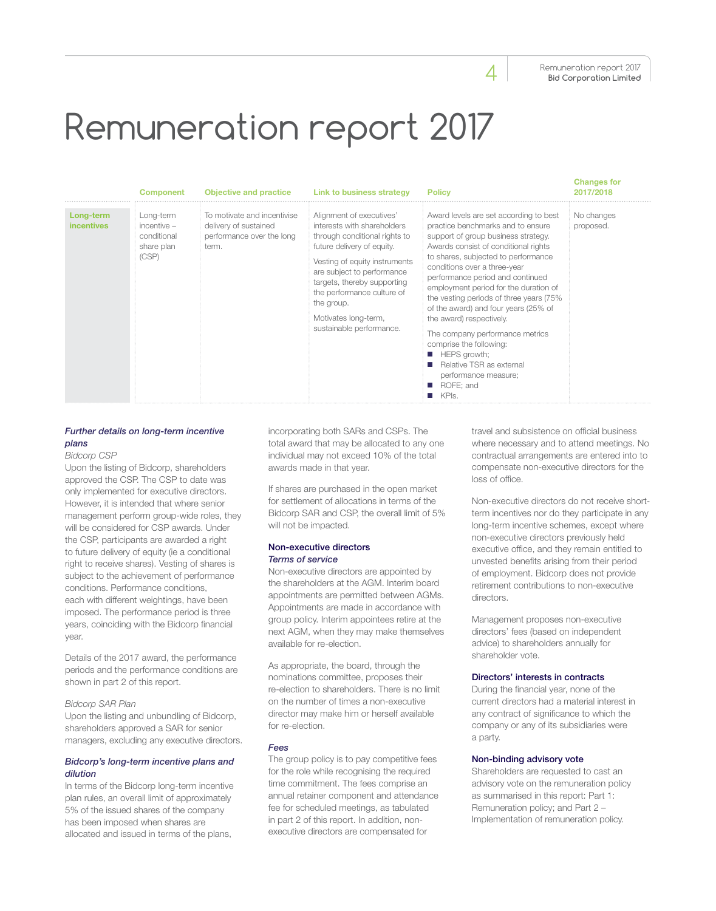# Remuneration report 2017

| | Component | Objective and practice | Link to business strategy | Policy | Changes for 2017/2018 |
|---|---|---|---|---|---|
| **Long-term incentives** | Long-term incentive – conditional share plan (CSP) | To motivate and incentivise delivery of sustained performance over the long term. | Alignment of executives' interests with shareholders through conditional rights to future delivery of equity.<br><br>Vesting of equity instruments are subject to performance targets, thereby supporting the performance culture of the group.<br><br>Motivates long-term, sustainable performance. | Award levels are set according to best practice benchmarks and to ensure support of group business strategy. Awards consist of conditional rights to shares, subjected to performance conditions over a three-year performance period and continued employment period for the duration of the vesting periods of three years (75% of the award) and four years (25% of the award) respectively.<br><br>The company performance metrics comprise the following:<br>■ HEPS growth;<br>■ Relative TSR as external performance measure;<br>■ ROFE; and<br>■ KPIs. | No changes proposed. |

### *Further details on long-term incentive plans*

*Bidcorp CSP*

Upon the listing of Bidcorp, shareholders approved the CSP. The CSP to date was only implemented for executive directors. However, it is intended that where senior management perform group-wide roles, they will be considered for CSP awards. Under the CSP, participants are awarded a right to future delivery of equity (ie a conditional right to receive shares). Vesting of shares is subject to the achievement of performance conditions. Performance conditions, each with different weightings, have been imposed. The performance period is three years, coinciding with the Bidcorp financial year.

Details of the 2017 award, the performance periods and the performance conditions are shown in part 2 of this report.

*Bidcorp SAR Plan*

Upon the listing and unbundling of Bidcorp, shareholders approved a SAR for senior managers, excluding any executive directors.

### *Bidcorp's long-term incentive plans and dilution*

In terms of the Bidcorp long-term incentive plan rules, an overall limit of approximately 5% of the issued shares of the company has been imposed when shares are allocated and issued in terms of the plans, incorporating both SARs and CSPs. The total award that may be allocated to any one individual may not exceed 10% of the total awards made in that year.

If shares are purchased in the open market for settlement of allocations in terms of the Bidcorp SAR and CSP, the overall limit of 5% will not be impacted.

### Non-executive directors

*Terms of service*

Non-executive directors are appointed by the shareholders at the AGM. Interim board appointments are permitted between AGMs. Appointments are made in accordance with group policy. Interim appointees retire at the next AGM, when they may make themselves available for re-election.

As appropriate, the board, through the nominations committee, proposes their re-election to shareholders. There is no limit on the number of times a non-executive director may make him or herself available for re-election.

*Fees*

The group policy is to pay competitive fees for the role while recognising the required time commitment. The fees comprise an annual retainer component and attendance fee for scheduled meetings, as tabulated in part 2 of this report. In addition, non-executive directors are compensated for travel and subsistence on official business where necessary and to attend meetings. No contractual arrangements are entered into to compensate non-executive directors for the loss of office.

Non-executive directors do not receive short-term incentives nor do they participate in any long-term incentive schemes, except where non-executive directors previously held executive office, and they remain entitled to unvested benefits arising from their period of employment. Bidcorp does not provide retirement contributions to non-executive directors.

Management proposes non-executive directors' fees (based on independent advice) to shareholders annually for shareholder vote.

### Directors' interests in contracts

During the financial year, none of the current directors had a material interest in any contract of significance to which the company or any of its subsidiaries were a party.

### Non-binding advisory vote

Shareholders are requested to cast an advisory vote on the remuneration policy as summarised in this report: Part 1: Remuneration policy; and Part 2 – Implementation of remuneration policy.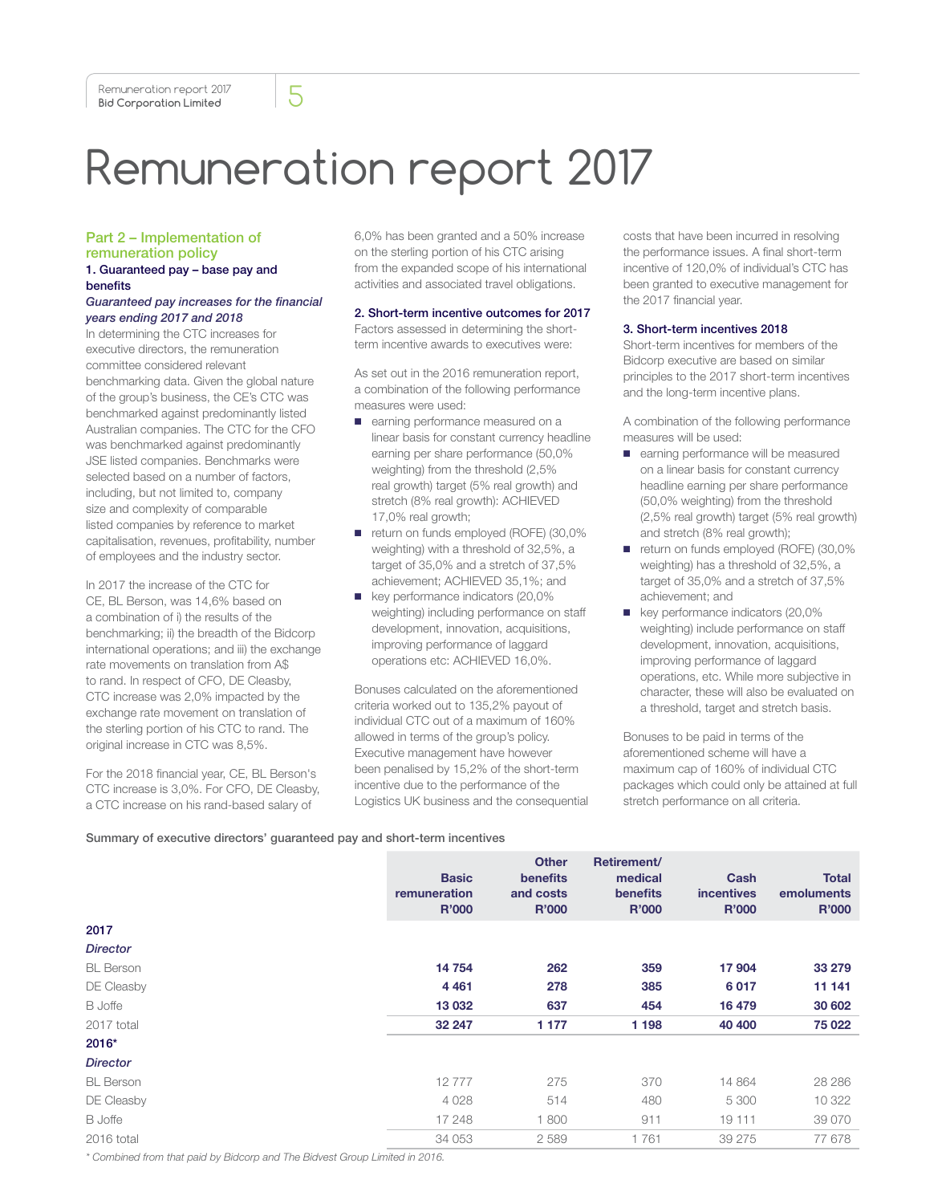# Remuneration report 2017

## Part 2 – Implementation of remuneration policy

### 1. Guaranteed pay – base pay and benefits

***Guaranteed pay increases for the financial years ending 2017 and 2018***

In determining the CTC increases for executive directors, the remuneration committee considered relevant benchmarking data. Given the global nature of the group's business, the CE's CTC was benchmarked against predominantly listed Australian companies. The CTC for the CFO was benchmarked against predominantly JSE listed companies. Benchmarks were selected based on a number of factors, including, but not limited to, company size and complexity of comparable listed companies by reference to market capitalisation, revenues, profitability, number of employees and the industry sector.

In 2017 the increase of the CTC for CE, BL Berson, was 14,6% based on a combination of i) the results of the benchmarking; ii) the breadth of the Bidcorp international operations; and iii) the exchange rate movements on translation from A$ to rand. In respect of CFO, DE Cleasby, CTC increase was 2,0% impacted by the exchange rate movement on translation of the sterling portion of his CTC to rand. The original increase in CTC was 8,5%.

For the 2018 financial year, CE, BL Berson's CTC increase is 3,0%. For CFO, DE Cleasby, a CTC increase on his rand-based salary of 6,0% has been granted and a 50% increase on the sterling portion of his CTC arising from the expanded scope of his international activities and associated travel obligations.

### 2. Short-term incentive outcomes for 2017

Factors assessed in determining the short-term incentive awards to executives were:

As set out in the 2016 remuneration report, a combination of the following performance measures were used:

- earning performance measured on a linear basis for constant currency headline earning per share performance (50,0% weighting) from the threshold (2,5% real growth) target (5% real growth) and stretch (8% real growth): ACHIEVED 17,0% real growth;
- return on funds employed (ROFE) (30,0% weighting) with a threshold of 32,5%, a target of 35,0% and a stretch of 37,5% achievement; ACHIEVED 35,1%; and
- key performance indicators (20,0% weighting) including performance on staff development, innovation, acquisitions, improving performance of laggard operations etc: ACHIEVED 16,0%.

Bonuses calculated on the aforementioned criteria worked out to 135,2% payout of individual CTC out of a maximum of 160% allowed in terms of the group's policy. Executive management have however been penalised by 15,2% of the short-term incentive due to the performance of the Logistics UK business and the consequential costs that have been incurred in resolving the performance issues. A final short-term incentive of 120,0% of individual's CTC has been granted to executive management for the 2017 financial year.

### 3. Short-term incentives 2018

Short-term incentives for members of the Bidcorp executive are based on similar principles to the 2017 short-term incentives and the long-term incentive plans.

A combination of the following performance measures will be used:

- earning performance will be measured on a linear basis for constant currency headline earning per share performance (50,0% weighting) from the threshold (2,5% real growth) target (5% real growth) and stretch (8% real growth);
- return on funds employed (ROFE) (30,0% weighting) has a threshold of 32,5%, a target of 35,0% and a stretch of 37,5% achievement; and
- key performance indicators (20,0% weighting) include performance on staff development, innovation, acquisitions, improving performance of laggard operations, etc. While more subjective in character, these will also be evaluated on a threshold, target and stretch basis.

Bonuses to be paid in terms of the aforementioned scheme will have a maximum cap of 160% of individual CTC packages which could only be attained at full stretch performance on all criteria.

**Summary of executive directors' guaranteed pay and short-term incentives**

| | Basic remuneration R'000 | Other benefits and costs R'000 | Retirement/ medical benefits R'000 | Cash incentives R'000 | Total emoluments R'000 |
|---|---|---|---|---|---|
| **2017** | | | | | |
| ***Director*** | | | | | |
| BL Berson | **14 754** | **262** | **359** | **17 904** | **33 279** |
| DE Cleasby | **4 461** | **278** | **385** | **6 017** | **11 141** |
| B Joffe | **13 032** | **637** | **454** | **16 479** | **30 602** |
| 2017 total | **32 247** | **1 177** | **1 198** | **40 400** | **75 022** |
| **2016*** | | | | | |
| ***Director*** | | | | | |
| BL Berson | 12 777 | 275 | 370 | 14 864 | 28 286 |
| DE Cleasby | 4 028 | 514 | 480 | 5 300 | 10 322 |
| B Joffe | 17 248 | 1 800 | 911 | 19 111 | 39 070 |
| 2016 total | 34 053 | 2 589 | 1 761 | 39 275 | 77 678 |

*\* Combined from that paid by Bidcorp and The Bidvest Group Limited in 2016.*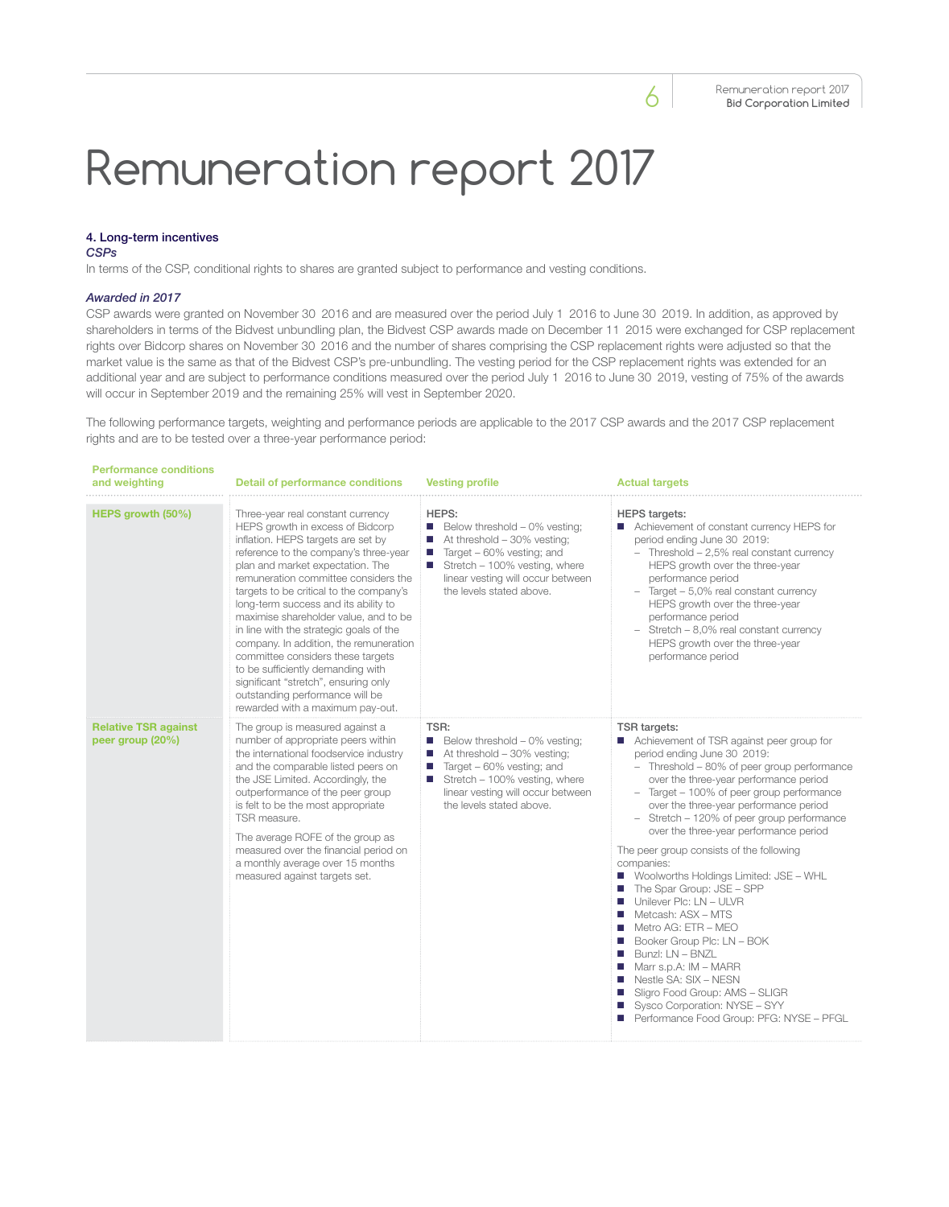# Remuneration report 2017

### 4. Long-term incentives

*CSPs*

In terms of the CSP, conditional rights to shares are granted subject to performance and vesting conditions.

*Awarded in 2017*

CSP awards were granted on November 30 2016 and are measured over the period July 1 2016 to June 30 2019. In addition, as approved by shareholders in terms of the Bidvest unbundling plan, the Bidvest CSP awards made on December 11 2015 were exchanged for CSP replacement rights over Bidcorp shares on November 30 2016 and the number of shares comprising the CSP replacement rights were adjusted so that the market value is the same as that of the Bidvest CSP's pre-unbundling. The vesting period for the CSP replacement rights was extended for an additional year and are subject to performance conditions measured over the period July 1 2016 to June 30 2019, vesting of 75% of the awards will occur in September 2019 and the remaining 25% will vest in September 2020.

The following performance targets, weighting and performance periods are applicable to the 2017 CSP awards and the 2017 CSP replacement rights and are to be tested over a three-year performance period:

| Performance conditions and weighting | Detail of performance conditions | Vesting profile | Actual targets |
|---|---|---|---|
| **HEPS growth (50%)** | Three-year real constant currency HEPS growth in excess of Bidcorp inflation. HEPS targets are set by reference to the company's three-year plan and market expectation. The remuneration committee considers the targets to be critical to the company's long-term success and its ability to maximise shareholder value, and to be in line with the strategic goals of the company. In addition, the remuneration committee considers these targets to be sufficiently demanding with significant "stretch", ensuring only outstanding performance will be rewarded with a maximum pay-out. | **HEPS:**<br>■ Below threshold – 0% vesting;<br>■ At threshold – 30% vesting;<br>■ Target – 60% vesting; and<br>■ Stretch – 100% vesting, where linear vesting will occur between the levels stated above. | **HEPS targets:**<br>■ Achievement of constant currency HEPS for period ending June 30 2019:<br>– Threshold – 2,5% real constant currency HEPS growth over the three-year performance period<br>– Target – 5,0% real constant currency HEPS growth over the three-year performance period<br>– Stretch – 8,0% real constant currency HEPS growth over the three-year performance period |
| **Relative TSR against peer group (20%)** | The group is measured against a number of appropriate peers within the international foodservice industry and the comparable listed peers on the JSE Limited. Accordingly, the outperformance of the peer group is felt to be the most appropriate TSR measure.<br><br>The average ROFE of the group as measured over the financial period on a monthly average over 15 months measured against targets set. | **TSR:**<br>■ Below threshold – 0% vesting;<br>■ At threshold – 30% vesting;<br>■ Target – 60% vesting; and<br>■ Stretch – 100% vesting, where linear vesting will occur between the levels stated above. | **TSR targets:**<br>■ Achievement of TSR against peer group for period ending June 30 2019:<br>– Threshold – 80% of peer group performance over the three-year performance period<br>– Target – 100% of peer group performance over the three-year performance period<br>– Stretch – 120% of peer group performance over the three-year performance period<br><br>The peer group consists of the following companies:<br>■ Woolworths Holdings Limited: JSE – WHL<br>■ The Spar Group: JSE – SPP<br>■ Unilever Plc: LN – ULVR<br>■ Metcash: ASX – MTS<br>■ Metro AG: ETR – MEO<br>■ Booker Group Plc: LN – BOK<br>■ Bunzl: LN – BNZL<br>■ Marr s.p.A: IM – MARR<br>■ Nestle SA: SIX – NESN<br>■ Sligro Food Group: AMS – SLIGR<br>■ Sysco Corporation: NYSE – SYY<br>■ Performance Food Group: PFG: NYSE – PFGL |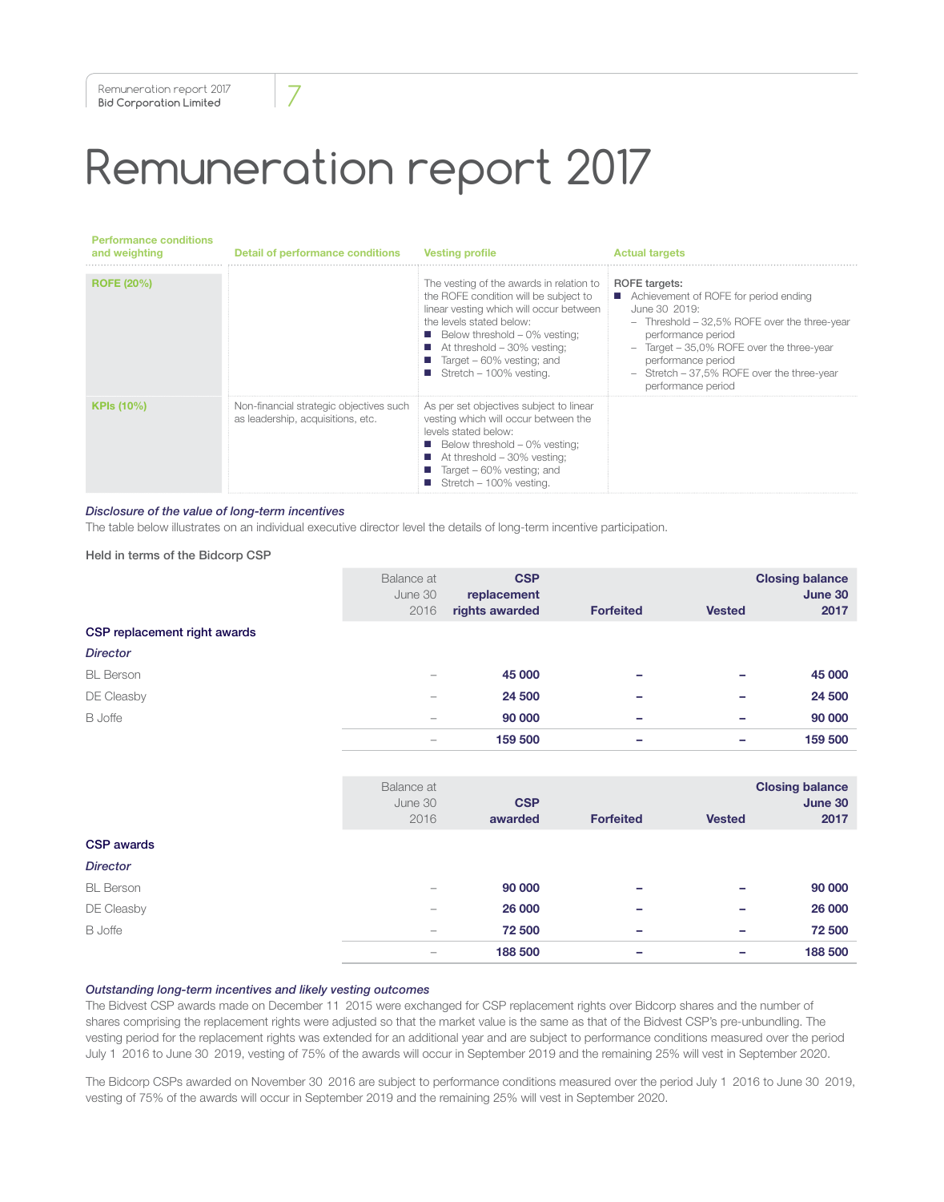# Remuneration report 2017

| Performance conditions and weighting | Detail of performance conditions | Vesting profile | Actual targets |
|---|---|---|---|
| **ROFE (20%)** | | The vesting of the awards in relation to the ROFE condition will be subject to linear vesting which will occur between the levels stated below:<br>■ Below threshold – 0% vesting;<br>■ At threshold – 30% vesting;<br>■ Target – 60% vesting; and<br>■ Stretch – 100% vesting. | **ROFE targets:**<br>■ Achievement of ROFE for period ending June 30 2019:<br>– Threshold – 32,5% ROFE over the three-year performance period<br>– Target – 35,0% ROFE over the three-year performance period<br>– Stretch – 37,5% ROFE over the three-year performance period |
| **KPIs (10%)** | Non-financial strategic objectives such as leadership, acquisitions, etc. | As per set objectives subject to linear vesting which will occur between the levels stated below:<br>■ Below threshold – 0% vesting;<br>■ At threshold – 30% vesting;<br>■ Target – 60% vesting; and<br>■ Stretch – 100% vesting. | |

***Disclosure of the value of long-term incentives***

The table below illustrates on an individual executive director level the details of long-term incentive participation.

Held in terms of the Bidcorp CSP

| | Balance at June 30 2016 | **CSP replacement rights awarded** | **Forfeited** | **Vested** | **Closing balance June 30 2017** |
|---|---|---|---|---|---|
| **CSP replacement right awards** | | | | | |
| ***Director*** | | | | | |
| BL Berson | – | **45 000** | **–** | **–** | **45 000** |
| DE Cleasby | – | **24 500** | **–** | **–** | **24 500** |
| B Joffe | – | **90 000** | **–** | **–** | **90 000** |
| | – | **159 500** | **–** | **–** | **159 500** |

| | Balance at June 30 2016 | **CSP awarded** | **Forfeited** | **Vested** | **Closing balance June 30 2017** |
|---|---|---|---|---|---|
| **CSP awards** | | | | | |
| ***Director*** | | | | | |
| BL Berson | – | **90 000** | **–** | **–** | **90 000** |
| DE Cleasby | – | **26 000** | **–** | **–** | **26 000** |
| B Joffe | – | **72 500** | **–** | **–** | **72 500** |
| | – | **188 500** | **–** | **–** | **188 500** |

***Outstanding long-term incentives and likely vesting outcomes***

The Bidvest CSP awards made on December 11 2015 were exchanged for CSP replacement rights over Bidcorp shares and the number of shares comprising the replacement rights were adjusted so that the market value is the same as that of the Bidvest CSP's pre-unbundling. The vesting period for the replacement rights was extended for an additional year and are subject to performance conditions measured over the period July 1 2016 to June 30 2019, vesting of 75% of the awards will occur in September 2019 and the remaining 25% will vest in September 2020.

The Bidcorp CSPs awarded on November 30 2016 are subject to performance conditions measured over the period July 1 2016 to June 30 2019, vesting of 75% of the awards will occur in September 2019 and the remaining 25% will vest in September 2020.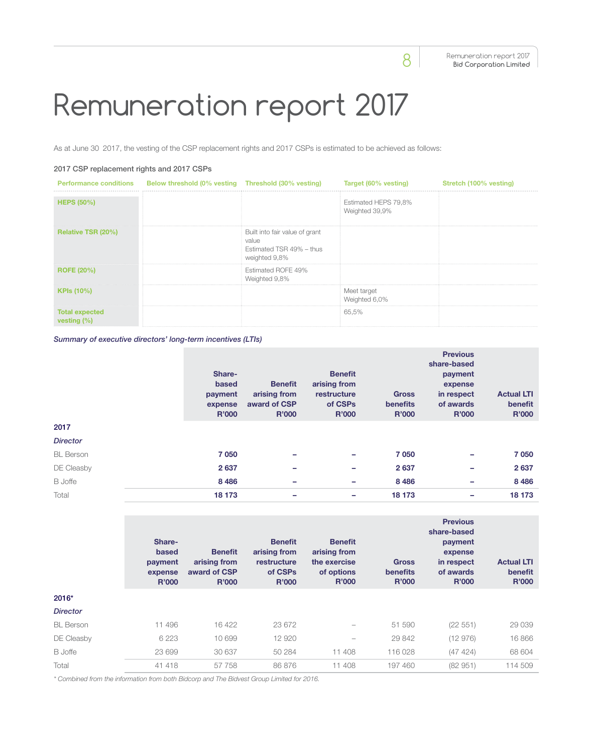# Remuneration report 2017

As at June 30 2017, the vesting of the CSP replacement rights and 2017 CSPs is estimated to be achieved as follows:

### 2017 CSP replacement rights and 2017 CSPs

| Performance conditions | Below threshold (0% vesting | Threshold (30% vesting) | Target (60% vesting) | Stretch (100% vesting) |
|---|---|---|---|---|
| **HEPS (50%)** | | | Estimated HEPS 79,8% Weighted 39,9% | |
| **Relative TSR (20%)** | | Built into fair value of grant value Estimated TSR 49% – thus weighted 9,8% | | |
| **ROFE (20%)** | | Estimated ROFE 49% Weighted 9,8% | | |
| **KPIs (10%)** | | | Meet target Weighted 6,0% | |
| **Total expected vesting (%)** | | | 65,5% | |

*Summary of executive directors' long-term incentives (LTIs)*

| | Share-based payment expense R'000 | Benefit arising from award of CSP R'000 | Benefit arising from restructure of CSPs R'000 | Gross benefits R'000 | Previous share-based payment expense in respect of awards R'000 | Actual LTI benefit R'000 |
|---|---|---|---|---|---|---|
| **2017** | | | | | | |
| ***Director*** | | | | | | |
| BL Berson | **7 050** | **–** | **–** | **7 050** | **–** | **7 050** |
| DE Cleasby | **2 637** | **–** | **–** | **2 637** | **–** | **2 637** |
| B Joffe | **8 486** | **–** | **–** | **8 486** | **–** | **8 486** |
| Total | **18 173** | **–** | **–** | **18 173** | **–** | **18 173** |

| | Share-based payment expense R'000 | Benefit arising from award of CSP R'000 | Benefit arising from restructure of CSPs R'000 | Benefit arising from the exercise of options R'000 | Gross benefits R'000 | Previous share-based payment expense in respect of awards R'000 | Actual LTI benefit R'000 |
|---|---|---|---|---|---|---|---|
| **2016*** | | | | | | | |
| ***Director*** | | | | | | | |
| BL Berson | 11 496 | 16 422 | 23 672 | – | 51 590 | (22 551) | 29 039 |
| DE Cleasby | 6 223 | 10 699 | 12 920 | – | 29 842 | (12 976) | 16 866 |
| B Joffe | 23 699 | 30 637 | 50 284 | 11 408 | 116 028 | (47 424) | 68 604 |
| Total | 41 418 | 57 758 | 86 876 | 11 408 | 197 460 | (82 951) | 114 509 |

*\* Combined from the information from both Bidcorp and The Bidvest Group Limited for 2016.*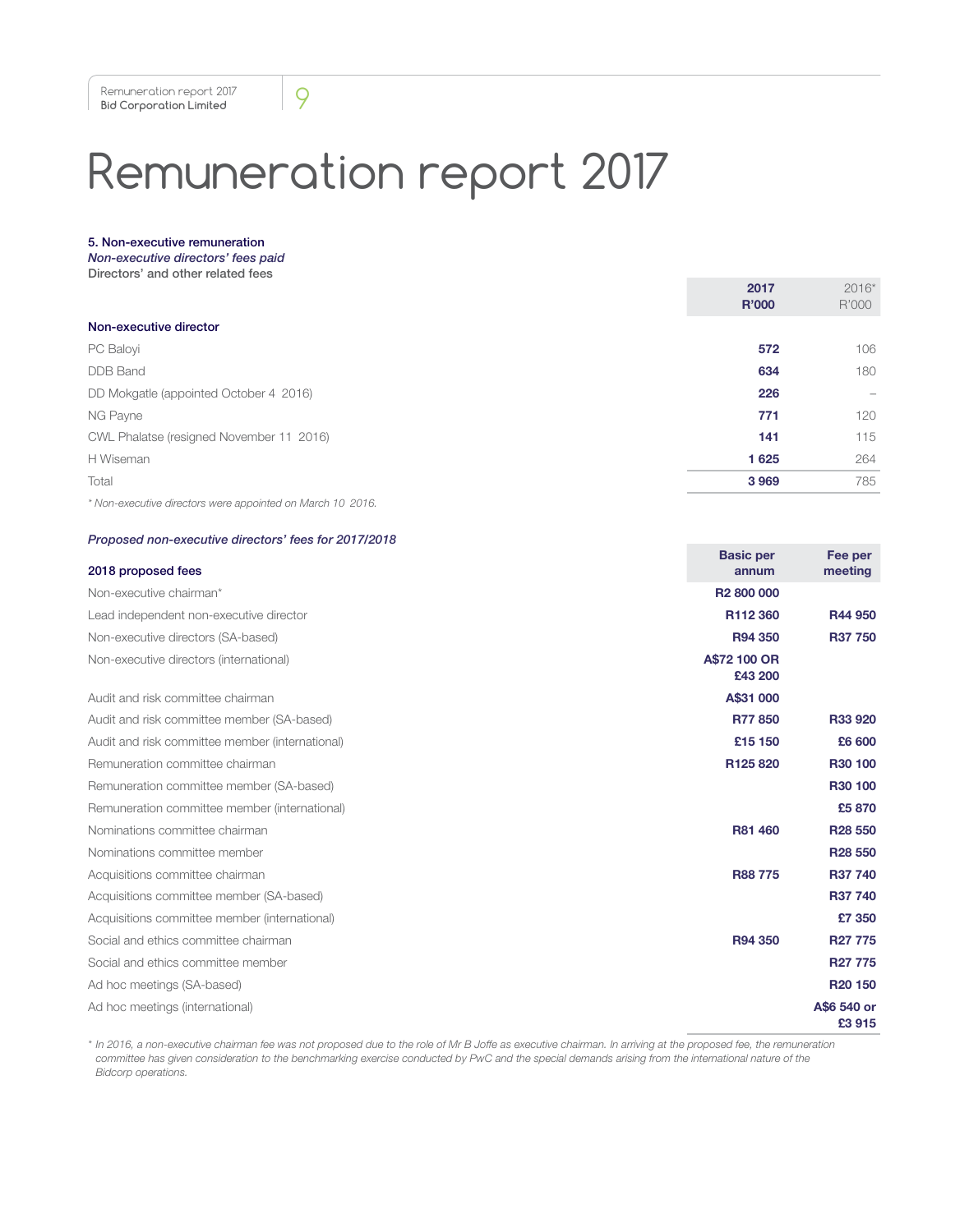# Remuneration report 2017

### 5. Non-executive remuneration

*Non-executive directors' fees paid*

Directors' and other related fees

| Non-executive director | 2017 R'000 | 2016* R'000 |
|---|---|---|
| PC Baloyi | **572** | 106 |
| DDB Band | **634** | 180 |
| DD Mokgatle (appointed October 4 2016) | **226** | – |
| NG Payne | **771** | 120 |
| CWL Phalatse (resigned November 11 2016) | **141** | 115 |
| H Wiseman | **1 625** | 264 |
| Total | **3 969** | 785 |

*\* Non-executive directors were appointed on March 10 2016.*

*Proposed non-executive directors' fees for 2017/2018*

| 2018 proposed fees | Basic per annum | Fee per meeting |
|---|---|---|
| Non-executive chairman* | **R2 800 000** | |
| Lead independent non-executive director | **R112 360** | **R44 950** |
| Non-executive directors (SA-based) | **R94 350** | **R37 750** |
| Non-executive directors (international) | **A$72 100 OR £43 200** | |
| Audit and risk committee chairman | **A$31 000** | |
| Audit and risk committee member (SA-based) | **R77 850** | **R33 920** |
| Audit and risk committee member (international) | **£15 150** | **£6 600** |
| Remuneration committee chairman | **R125 820** | **R30 100** |
| Remuneration committee member (SA-based) | | **R30 100** |
| Remuneration committee member (international) | | **£5 870** |
| Nominations committee chairman | **R81 460** | **R28 550** |
| Nominations committee member | | **R28 550** |
| Acquisitions committee chairman | **R88 775** | **R37 740** |
| Acquisitions committee member (SA-based) | | **R37 740** |
| Acquisitions committee member (international) | | **£7 350** |
| Social and ethics committee chairman | **R94 350** | **R27 775** |
| Social and ethics committee member | | **R27 775** |
| Ad hoc meetings (SA-based) | | **R20 150** |
| Ad hoc meetings (international) | | **A$6 540 or £3 915** |

*\* In 2016, a non-executive chairman fee was not proposed due to the role of Mr B Joffe as executive chairman. In arriving at the proposed fee, the remuneration committee has given consideration to the benchmarking exercise conducted by PwC and the special demands arising from the international nature of the Bidcorp operations.*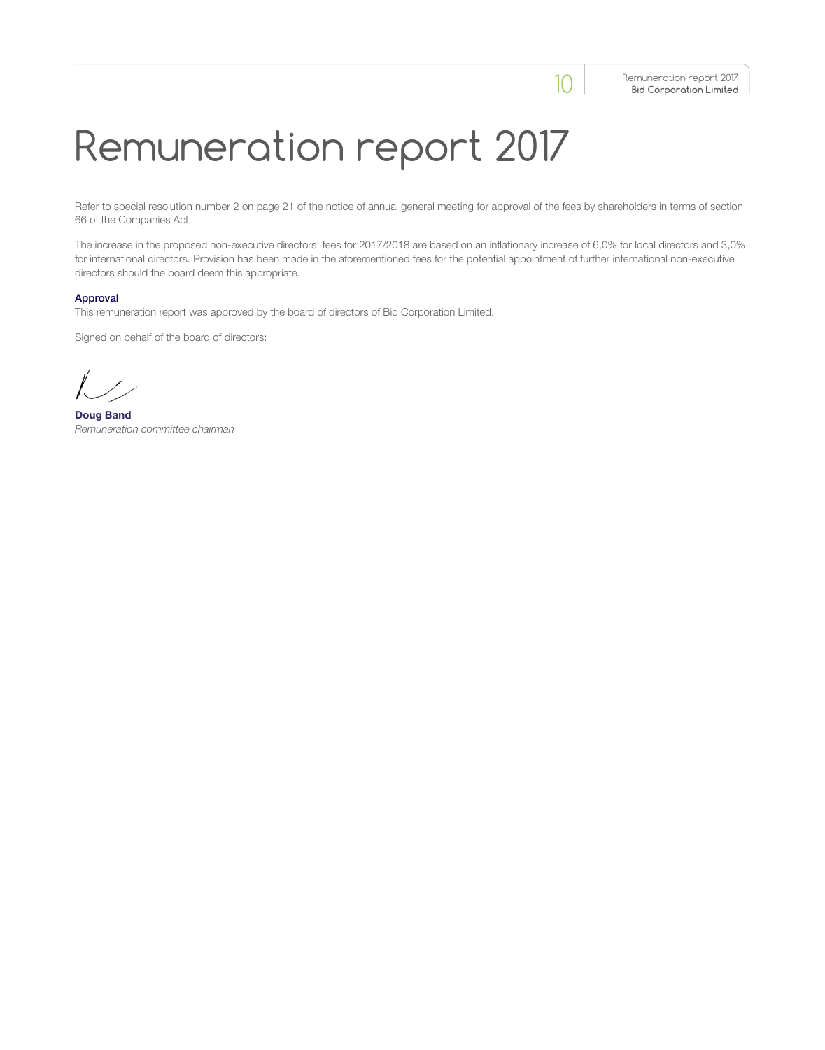# Remuneration report 2017

Refer to special resolution number 2 on page 21 of the notice of annual general meeting for approval of the fees by shareholders in terms of section 66 of the Companies Act.

The increase in the proposed non-executive directors' fees for 2017/2018 are based on an inflationary increase of 6,0% for local directors and 3,0% for international directors. Provision has been made in the aforementioned fees for the potential appointment of further international non-executive directors should the board deem this appropriate.

**Approval**

This remuneration report was approved by the board of directors of Bid Corporation Limited.

Signed on behalf of the board of directors:

**Doug Band**
*Remuneration committee chairman*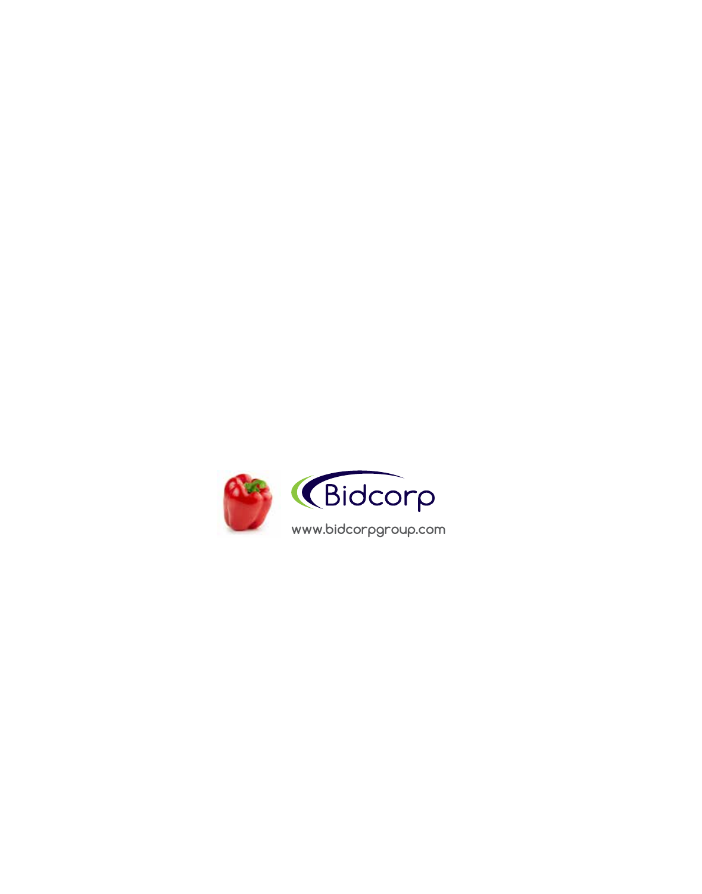Bidcorp

www.bidcorpgroup.com